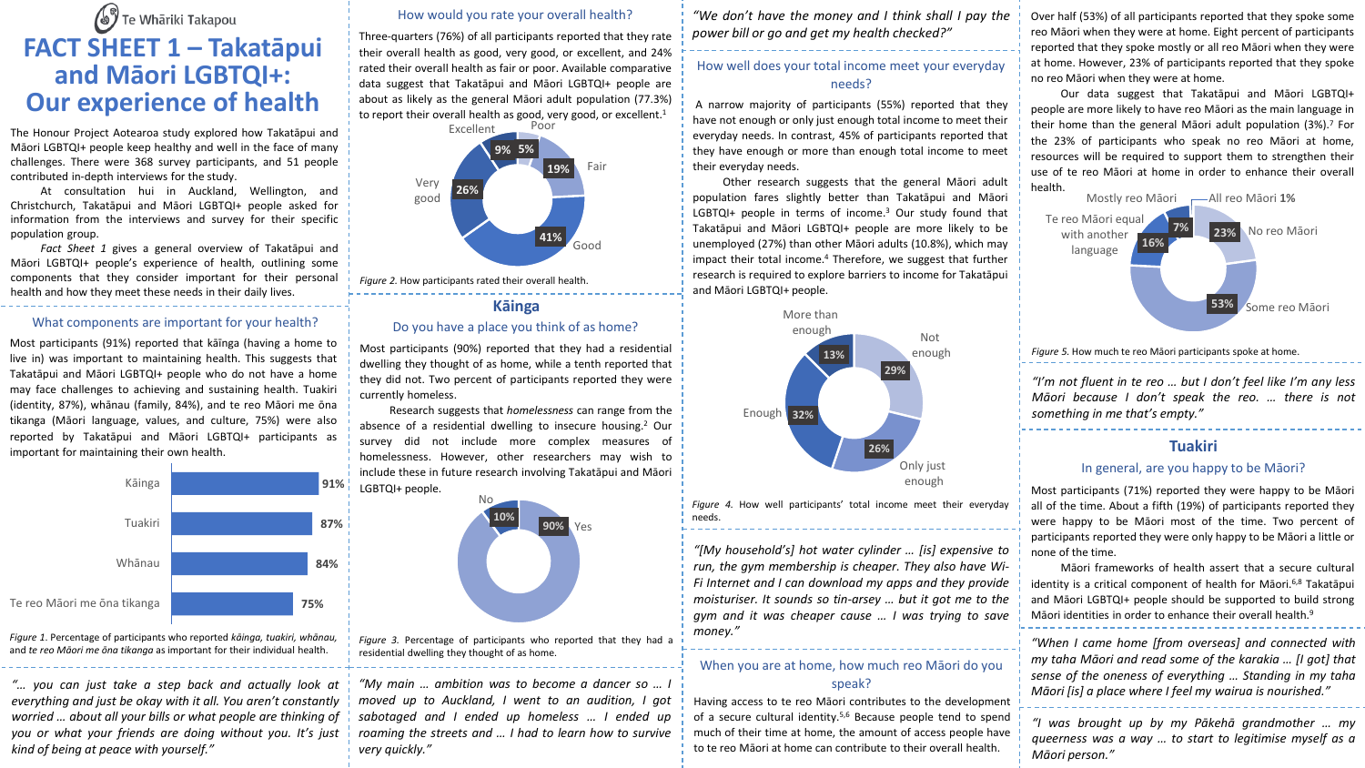Te Whāriki Takapou

# FACT SHEET 1 – Takatāpui and Māori LGBTQI+: Our experience of health

The Honour Project Aotearoa study explored how Takatāpui and Māori LGBTQI+ people keep healthy and well in the face of many challenges. There were 368 survey participants, and 51 people contributed in-depth interviews for the study.

At consultation hui in Auckland, Wellington, and Christchurch, Takatāpui and Māori LGBTQI+ people asked for information from the interviews and survey for their specific population group.

*Fact Sheet 1* gives a general overview of Takatāpui and Māori LGBTQI+ people's experience of health, outlining some components that they consider important for their personal health and how they meet these needs in their daily lives.

## What components are important for your health?

Most participants (91%) reported that kāinga (having a home to live in) was important to maintaining health. This suggests that Takatāpui and Māori LGBTQI+ people who do not have a home may face challenges to achieving and sustaining health. Tuakiri (identity, 87%), whānau (family, 84%), and te reo Māori me ōna tikanga (Māori language, values, and culture, 75%) were also reported by Takatāpui and Māori LGBTQI+ participants as important for maintaining their own health.

| Component | Percentage |
| --- | --- |
| Kāinga | 91% |
| Tuakiri | 87% |
| Whānau | 84% |
| Te reo Māori me ōna tikanga | 75% |

*Figure 1*. Percentage of participants who reported *kāinga, tuakiri, whānau,* and *te reo Māori me ōna tikanga* as important for their individual health.

*"... you can just take a step back and actually look at everything and just be okay with it all. You aren't constantly worried ... about all your bills or what people are thinking of you or what your friends are doing without you. It's just kind of being at peace with yourself."*

## How would you rate your overall health?

Three-quarters (76%) of all participants reported that they rate their overall health as good, very good, or excellent, and 24% rated their overall health as fair or poor. Available comparative data suggest that Takatāpui and Māori LGBTQI+ people are about as likely as the general Māori adult population (77.3%) to report their overall health as good, very good, or excellent.[1]

| Rating | Percentage |
| --- | --- |
| Excellent | 9% |
| Poor | 5% |
| Fair | 19% |
| Good | 41% |
| Very good | 26% |

*Figure 2.* How participants rated their overall health.

## Kāinga

### Do you have a place you think of as home?

Most participants (90%) reported that they had a residential dwelling they thought of as home, while a tenth reported that they did not. Two percent of participants reported they were currently homeless.

Research suggests that *homelessness* can range from the absence of a residential dwelling to insecure housing.[2] Our survey did not include more complex measures of homelessness. However, other researchers may wish to include these in future research involving Takatāpui and Māori LGBTQI+ people.

| Response | Percentage |
| --- | --- |
| Yes | 90% |
| No | 10% |

*Figure 3.* Percentage of participants who reported that they had a residential dwelling they thought of as home.

*"My main ... ambition was to become a dancer so ... I moved up to Auckland, I went to an audition, I got sabotaged and I ended up homeless ... I ended up roaming the streets and ... I had to learn how to survive very quickly."*

*"We don't have the money and I think shall I pay the power bill or go and get my health checked?"*

### How well does your total income meet your everyday needs?

A narrow majority of participants (55%) reported that they have not enough or only just enough total income to meet their everyday needs. In contrast, 45% of participants reported that they have enough or more than enough total income to meet their everyday needs.

Other research suggests that the general Māori adult population fares slightly better than Takatāpui and Māori LGBTQI+ people in terms of income.[3] Our study found that Takatāpui and Māori LGBTQI+ people are more likely to be unemployed (27%) than other Māori adults (10.8%), which may impact their total income.[4] Therefore, we suggest that further research is required to explore barriers to income for Takatāpui and Māori LGBTQI+ people.

| Response | Percentage |
| --- | --- |
| Not enough | 29% |
| Only just enough | 26% |
| Enough | 32% |
| More than enough | 13% |

*Figure 4.* How well participants' total income meet their everyday needs.

*"[My household's] hot water cylinder ... [is] expensive to run, the gym membership is cheaper. They also have Wi-Fi Internet and I can download my apps and they provide moisturiser. It sounds so tin-arsey ... but it got me to the gym and it was cheaper cause ... I was trying to save money."*

### When you are at home, how much reo Māori do you speak?

Having access to te reo Māori contributes to the development of a secure cultural identity.[5,6] Because people tend to spend much of their time at home, the amount of access people have to te reo Māori at home can contribute to their overall health.

Over half (53%) of all participants reported that they spoke some reo Māori when they were at home. Eight percent of participants reported that they spoke mostly or all reo Māori when they were at home. However, 23% of participants reported that they spoke no reo Māori when they were at home.

Our data suggest that Takatāpui and Māori LGBTQI+ people are more likely to have reo Māori as the main language in their home than the general Māori adult population (3%).[7] For the 23% of participants who speak no reo Māori at home, resources will be required to support them to strengthen their use of te reo Māori at home in order to enhance their overall health.

| Response | Percentage |
| --- | --- |
| All reo Māori | 1% |
| No reo Māori | 23% |
| Some reo Māori | 53% |
| Te reo Māori equal with another language | 16% |
| Mostly reo Māori | 7% |

*Figure 5.* How much te reo Māori participants spoke at home.

*"I'm not fluent in te reo ... but I don't feel like I'm any less Māori because I don't speak the reo. ... there is not something in me that's empty."*

## Tuakiri

### In general, are you happy to be Māori?

Most participants (71%) reported they were happy to be Māori all of the time. About a fifth (19%) of participants reported they were happy to be Māori most of the time. Two percent of participants reported they were only happy to be Māori a little or none of the time.

Māori frameworks of health assert that a secure cultural identity is a critical component of health for Māori.[6,8] Takatāpui and Māori LGBTQI+ people should be supported to build strong Māori identities in order to enhance their overall health.[9]

*"When I came home [from overseas] and connected with my taha Māori and read some of the karakia ... [I got] that sense of the oneness of everything ... Standing in my taha Māori [is] a place where I feel my wairua is nourished."*

*"I was brought up by my Pākehā grandmother ... my queerness was a way ... to start to legitimise myself as a Māori person."*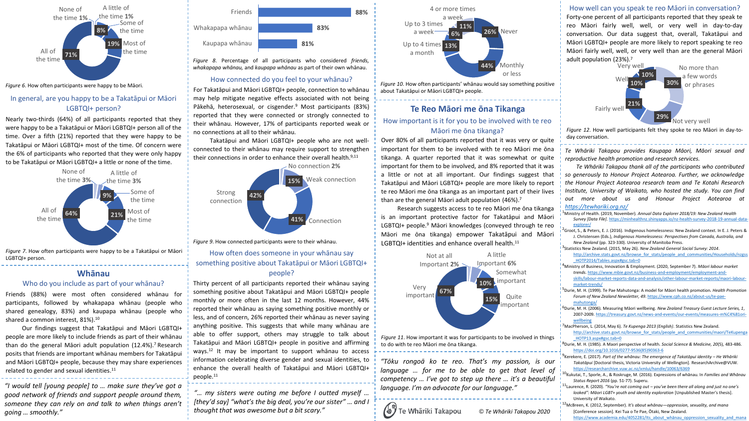None of the time 1%
A little of the time 1%
Some of the time 8%
Most of the time 19%
All of the time 71%

*Figure 6.* How often participants were happy to be Māori.

## In general, are you happy to be a Takatāpui or Māori LGBTQI+ person?

Nearly two-thirds (64%) of all participants reported that they were happy to be a Takatāpui or Māori LGBTQI+ person all of the time. Over a fifth (21%) reported that they were happy to be Takatāpui or Māori LGBTQI+ most of the time. Of concern were the 6% of participants who reported that they were only happy to be Takatāpui or Māori LGBTQI+ a little or none of the time.

None of the time 3%
A little of the time 3%
Some of the time 9%
Most of the time 21%
All of the time 64%

*Figure 7.* How often participants were happy to be a Takatāpui or Māori LGBTQI+ person.

# Whānau

## Who do you include as part of your whānau?

Friends (88%) were most often considered whānau for participants, followed by whakapapa whānau (people who shared genealogy, 83%) and kaupapa whānau (people who shared a common interest, 81%).[10]

Our findings suggest that Takatāpui and Māori LGBTQI+ people are more likely to include friends as part of their whānau than do the general Māori adult population (12.4%).[7] Research posits that friends are important whānau members for Takatāpui and Māori LGBTQI+ people, because they may share experiences related to gender and sexual identities.[11]

*"I would tell [young people] to … make sure they've got a good network of friends and support people around them, someone they can rely on and talk to when things aren't going … smoothly."*

Friends 88%
Whakapapa whānau 83%
Kaupapa whānau 81%

*Figure 8.* Percentage of all participants who considered *friends*, *whakapapa whānau*, and *kaupapa whānau* as part of their own whānau.

## How connected do you feel to your whānau?

For Takatāpui and Māori LGBTQI+ people, connection to whānau may help mitigate negative effects associated with not being Pākehā, heterosexual, or cisgender.[9] Most participants (83%) reported that they were connected or strongly connected to their whānau. However, 17% of participants reported weak or no connections at all to their whānau.

Takatāpui and Māori LGBTQI+ people who are not well-connected to their whānau may require support to strengthen their connections in order to enhance their overall health.[9,11]

No connection 2%
Weak connection 15%
Connection 41%
Strong connection 42%

*Figure 9.* How connected participants were to their whānau.

## How often does someone in your whānau say something positive about Takatāpui or Māori LGBTQI+ people?

Thirty percent of all participants reported their whānau saying something positive about Takatāpui and Māori LGBTQI+ people monthly or more often in the last 12 months. However, 44% reported their whānau as saying something positive monthly or less, and of concern, 26% reported their whānau as never saying anything positive. This suggests that while many whānau are able to offer support, others may struggle to talk about Takatāpui and Māori LGBTQI+ people in positive and affirming ways.[12] It may be important to support whānau to access information celebrating diverse gender and sexual identities, to enhance the overall health of Takatāpui and Māori LGBTQI+ people.[11]

*"… my sisters were outing me before I outted myself … [they'd say] "what's the big deal, you're our sister" … and I thought that was awesome but a bit scary."*

4 or more times a week 11%
Up to 3 times a week 6%
Up to 4 times a month 13%
Never 26%
Monthly or less 44%

*Figure 10.* How often participants' whānau would say something positive about Takatāpui or Māori LGBTQI+ people.

# Te Reo Māori me ōna Tikanga

## How important is it for you to be involved with te reo Māori me ōna tikanga?

Over 80% of all participants reported that it was very or quite important for them to be involved with te reo Māori me ōna tikanga. A quarter reported that it was somewhat or quite important for them to be involved, and 8% reported that it was a little or not at all important. Our findings suggest that Takatāpui and Māori LGBTQI+ people are more likely to report te reo Māori me ōna tikanga as an important part of their lives than are the general Māori adult population (46%).[7]

Research suggests access to te reo Māori me ōna tikanga is an important protective factor for Takatāpui and Māori LGBTQI+ people.[9] Māori knowledges (conveyed through te reo Māori me ōna tikanga) empower Takatāpui and Māori LGBTQI+ identities and enhance overall health.[11]

Not at all Important 2%
A little Important 6%
Somewhat important 10%
Quite important 15%
Very important 67%

*Figure 11.* How important it was for participants to be involved in things to do with te reo Māori me ōna tikanga.

*"Tōku rongoā ko te reo. That's my passion, is our language … for me to be able to get that level of competency … I've got to step up there … it's a beautiful language. I'm an advocate for our language."*

## How well can you speak te reo Māori in conversation?

Forty-one percent of all participants reported that they speak te reo Māori fairly well, well, or very well in day-to-day conversation. Our data suggest that, overall, Takatāpui and Māori LGBTQI+ people are more likely to report speaking te reo Māori fairly well, well, or very well than are the general Māori adult population (23%).[7]

Very well 10%
Well 10%
Fairly well 21%
Not very well 29%
No more than a few words or phrases 30%

*Figure 12.* How well participants felt they spoke te reo Māori in day-to-day conversation.

*Te Whāriki Takapou provides Kaupapa Māori, Māori sexual and reproductive health promotion and research services.*

*Te Whāriki Takapou thank all of the participants who contributed so generously to Honour Project Aotearoa. Further, we acknowledge the Honour Project Aotearoa research team and Te Kotahi Research Institute, University of Waikato, who hosted the study. You can find out more about Te Whāriki Takapou and Honour Project Aotearoa at https://tewhariki.org.nz/*

[1] Ministry of Health. (2019, November). *Annual Data Explorer 2018/19: New Zealand Health Survey [Data File]*. https://minhealthnz.shinyapps.io/nz-health-survey-2018-19-annual-data-explorer/

[2] Groot, S., & Peters, E. J. (2016). Indigenous homelessness: New Zealand context. In E. J. Peters & J. Christensen (Eds.), *Indigenous Homelessness: Perspectives from Canada, Australia, and New Zealand* (pp. 323-330). University of Manitoba Press.

[3] Statistics New Zealand. (2015, May 26). *New Zealand General Social Survey: 2014*. http://archive.stats.govt.nz/browse_for_stats/people_and_communities/Households/nzgss_HOTP2014/Tables.aspx#gsc.tab=0

[4] Ministry of Business, Innovation & Employment. (2020, September 7). *Māori labour market trends*. https://www.mbie.govt.nz/business-and-employment/employment-and-skills/labour-market-reports-data-and-analysis/other-labour-market-reports/maori-labour-market-trends/

[5] Durie, M. H. (1999). Te Pae Mahutonga: A model for Māori health promotion. *Health Promotion Forum of New Zealand Newsletter, 49*. https://www.cph.co.nz/about-us/te-pae-mahutonga/

[6] Durie, M. H. (2006). Measuring Māori wellbeing. *New Zealand Treasury Guest Lecture Series, 1*, 2007-2009. https://treasury.govt.nz/news-and-events/our-events/measures-m%C4%81ori-wellbeing

[7] MacPherson, L. (2014, May 6). *Te Kupenga 2013 (English)*. Statistics New Zealand. http://archive.stats.govt.nz/browse_for_stats/people_and_communities/maori/TeKupenga_HOTP13.aspx#gsc.tab=0

[8] Durie, M. H. (1985). A Maori perspective of health. *Social Science & Medicine, 20*(5), 483-486. https://doi.org/10.1016/0277-9536(85)90363-6

[9] Kerekere, E. (2017). *Part of the whānau: The emergence of Takatāpui identity – He Whāriki Takatāpui* [Doctoral thesis, Victoria University of Wellington]. ResearchArchive@VUW. https://researcharchive.vuw.ac.nz/xmlui/handle/10063/6369

[10] Kukutai, T., Sporle, A., & Roskruge, M. (2016). Expressions of whānau. In *Families and Whānau Status Report 2016* (pp. 51-77). Superu.

[11] Laurence, R. (2020). *"You're not coming out – you've been there all along and just no one's looked": Māori LGBT+ youth and identity exploration* [Unpublished Master's thesis]. University of Waikato.

[12] McBreen, K. (2012, September). *It's about whānau—oppression, sexuality, and mana* [Conference session]. Kei Tua o Te Pae, Ōtaki, New Zealand. https://www.academia.edu/4052281/Its_about_whānau_oppression_sexuality_and_mana

Te Whāriki Takapou

© Te Whāriki Takapou 2020